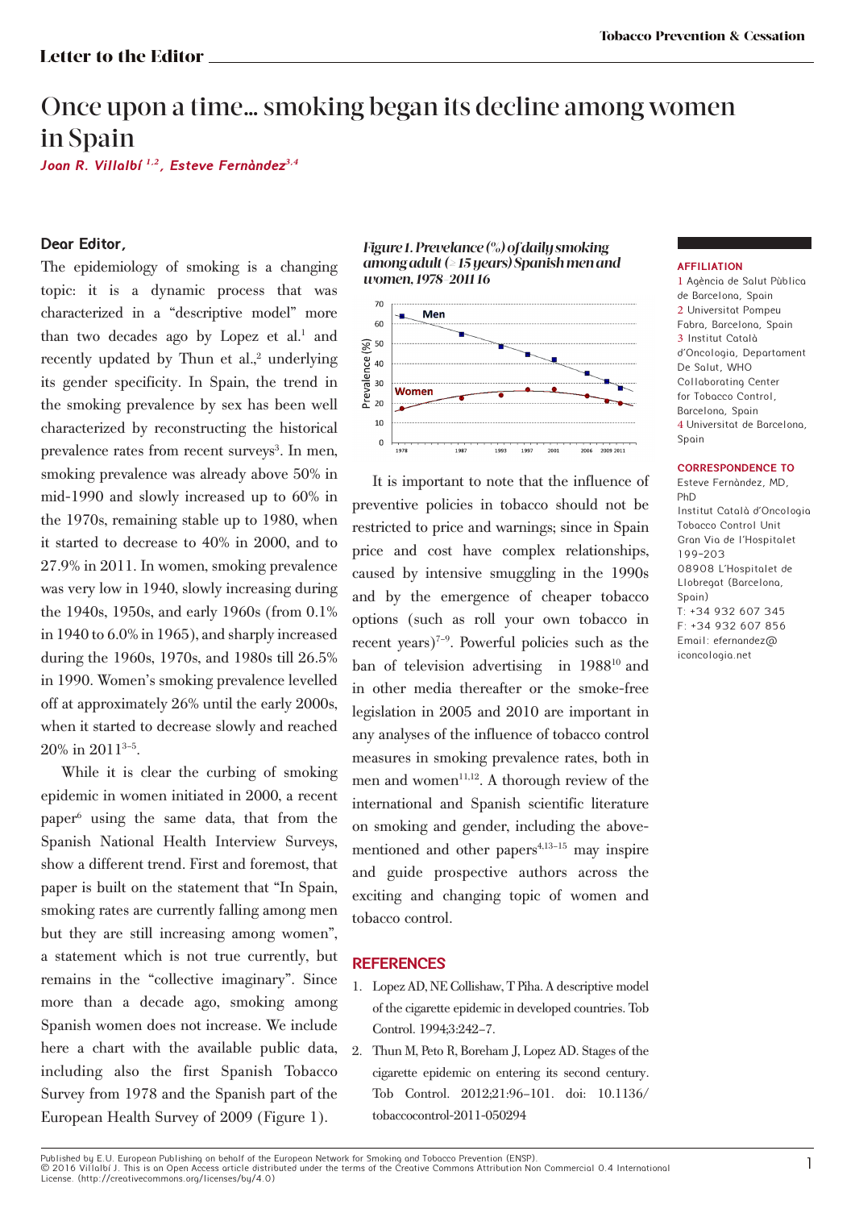Letter to the Editor

# Once upon a time... smoking began its decline among women in Spain

*Joan R. Villalbí [1,2], Esteve Fernàndez[3,4]*

**AFFILIATION**

1 Agència de Salut Pública de Barcelona, Spain
2 Universitat Pompeu Fabra, Barcelona, Spain
3 Institut Català d'Oncologia, Departament De Salut, WHO Collaborating Center for Tobacco Control, Barcelona, Spain
4 Universitat de Barcelona, Spain

**CORRESPONDENCE TO**

Esteve Fernàndez, MD, PhD
Institut Català d'Oncologia
Tobacco Control Unit
Gran Via de l'Hospitalet 199-203
08908 L'Hospitalet de Llobregat (Barcelona, Spain)
T: +34 932 607 345
F: +34 932 607 856
Email: efernandez@iconcologia.net

## Dear Editor,

The epidemiology of smoking is a changing topic: it is a dynamic process that was characterized in a "descriptive model" more than two decades ago by Lopez et al.[1] and recently updated by Thun et al.,[2] underlying its gender specificity. In Spain, the trend in the smoking prevalence by sex has been well characterized by reconstructing the historical prevalence rates from recent surveys[3]. In men, smoking prevalence was already above 50% in mid-1990 and slowly increased up to 60% in the 1970s, remaining stable up to 1980, when it started to decrease to 40% in 2000, and to 27.9% in 2011. In women, smoking prevalence was very low in 1940, slowly increasing during the 1940s, 1950s, and early 1960s (from 0.1% in 1940 to 6.0% in 1965), and sharply increased during the 1960s, 1970s, and 1980s till 26.5% in 1990. Women's smoking prevalence levelled off at approximately 26% until the early 2000s, when it started to decrease slowly and reached 20% in 2011[3–5].

While it is clear the curbing of smoking epidemic in women initiated in 2000, a recent paper[6] using the same data, that from the Spanish National Health Interview Surveys, show a different trend. First and foremost, that paper is built on the statement that "In Spain, smoking rates are currently falling among men but they are still increasing among women", a statement which is not true currently, but remains in the "collective imaginary". Since more than a decade ago, smoking among Spanish women does not increase. We include here a chart with the available public data, including also the first Spanish Tobacco Survey from 1978 and the Spanish part of the European Health Survey of 2009 (Figure 1).

*Figure 1. Prevalence (%) of daily smoking among adult (≥ 15 years) Spanish men and women, 1978–2011 16*

It is important to note that the influence of preventive policies in tobacco should not be restricted to price and warnings; since in Spain price and cost have complex relationships, caused by intensive smuggling in the 1990s and by the emergence of cheaper tobacco options (such as roll your own tobacco in recent years)[7–9]. Powerful policies such as the ban of television advertising in 1988[10] and in other media thereafter or the smoke-free legislation in 2005 and 2010 are important in any analyses of the influence of tobacco control measures in smoking prevalence rates, both in men and women[11,12]. A thorough review of the international and Spanish scientific literature on smoking and gender, including the above-mentioned and other papers[4,13–15] may inspire and guide prospective authors across the exciting and changing topic of women and tobacco control.

## REFERENCES

1. Lopez AD, NE Collishaw, T Piha. A descriptive model of the cigarette epidemic in developed countries. Tob Control. 1994;3:242–7.
2. Thun M, Peto R, Boreham J, Lopez AD. Stages of the cigarette epidemic on entering its second century. Tob Control. 2012;21:96–101. doi: 10.1136/tobaccocontrol-2011-050294

Published by E.U. European Publishing on behalf of the European Network for Smoking and Tobacco Prevention (ENSP).
© 2016 Villalbí J. This is an Open Access article distributed under the terms of the Creative Commons Attribution Non Commercial 0.4 International License. (http://creativecommons.org/licenses/by/4.0)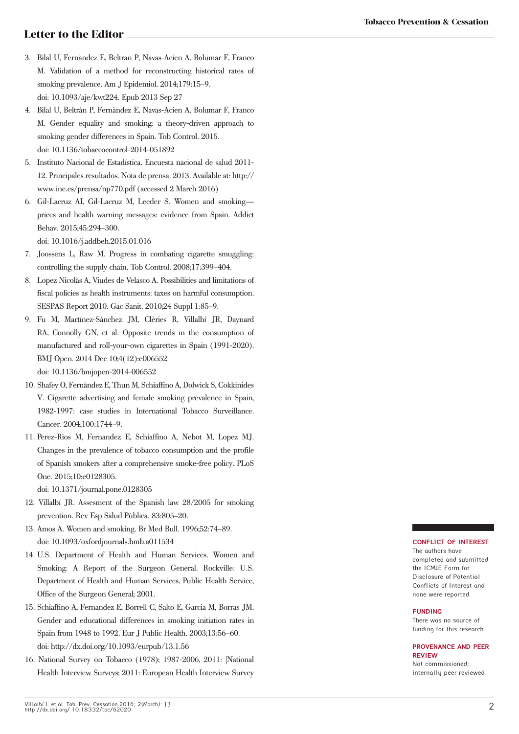3. Bilal U, Fernàndez E, Beltran P, Navas-Acien A, Bolumar F, Franco M. Validation of a method for reconstructing historical rates of smoking prevalence. Am J Epidemiol. 2014;179:15–9. doi: 10.1093/aje/kwt224. Epub 2013 Sep 27
4. Bilal U, Beltràn P, Fernàndez E, Navas-Acien A, Bolumar F, Franco M. Gender equality and smoking: a theory-driven approach to smoking gender differences in Spain. Tob Control. 2015. doi: 10.1136/tobaccocontrol-2014-051892
5. Instituto Nacional de Estadística. Encuesta nacional de salud 2011-12. Principales resultados. Nota de prensa. 2013. Available at: http://www.ine.es/prensa/np770.pdf (accessed 2 March 2016)
6. Gil-Lacruz AI, Gil-Lacruz M, Leeder S. Women and smoking—prices and health warning messages: evidence from Spain. Addict Behav. 2015;45:294–300. doi: 10.1016/j.addbeh.2015.01.016
7. Joossens L, Raw M. Progress in combating cigarette smuggling: controlling the supply chain. Tob Control. 2008;17:399–404.
8. Lopez Nicolàs A, Viudes de Velasco A. Possibilities and limitations of fiscal policies as health instruments: taxes on harmful consumption. SESPAS Report 2010. Gac Sanit. 2010;24 Suppl 1:85–9.
9. Fu M, Martínez-Sànchez JM, Clèries R, Villalbí JR, Daynard RA, Connolly GN, et al. Opposite trends in the consumption of manufactured and roll-your-own cigarettes in Spain (1991-2020). BMJ Open. 2014 Dec 10;4(12):e006552 doi: 10.1136/bmjopen-2014-006552
10. Shafey O, Fernàndez E, Thun M, Schiaffino A, Dolwick S, Cokkinides V. Cigarette advertising and female smoking prevalence in Spain, 1982-1997: case studies in International Tobacco Surveillance. Cancer. 2004;100:1744–9.
11. Perez-Rios M, Fernandez E, Schiaffino A, Nebot M, Lopez MJ. Changes in the prevalence of tobacco consumption and the profile of Spanish smokers after a comprehensive smoke-free policy. PLoS One. 2015;10:e0128305. doi: 10.1371/journal.pone.0128305
12. Villalbí JR. Assesment of the Spanish law 28/2005 for smoking prevention. Rev Esp Salud Pùblica. 83:805–20.
13. Amos A. Women and smoking. Br Med Bull. 1996;52:74–89. doi: 10.1093/oxfordjournals.bmb.a011534
14. U.S. Department of Health and Human Services. Women and Smoking: A Report of the Surgeon General. Rockville: U.S. Department of Health and Human Services, Public Health Service, Office of the Surgeon General; 2001.
15. Schiaffino A, Fernandez E, Borrell C, Salto E, Garcia M, Borras JM. Gender and educational differences in smoking initiation rates in Spain from 1948 to 1992. Eur J Public Health. 2003;13:56–60. doi: http://dx.doi.org/10.1093/eurpub/13.1.56
16. National Survey on Tobacco (1978); 1987-2006, 2011: |National Health Interview Surveys; 2011: European Health Interview Survey

**CONFLICT OF INTEREST**

The authors have completed and submitted the ICMJE Form for Disclosure of Potential Conflicts of Interest and none were reported.

**FUNDING**

There was no source of funding for this research.

**PROVENANCE AND PEER REVIEW**

Not commissioned; internally peer reviewed